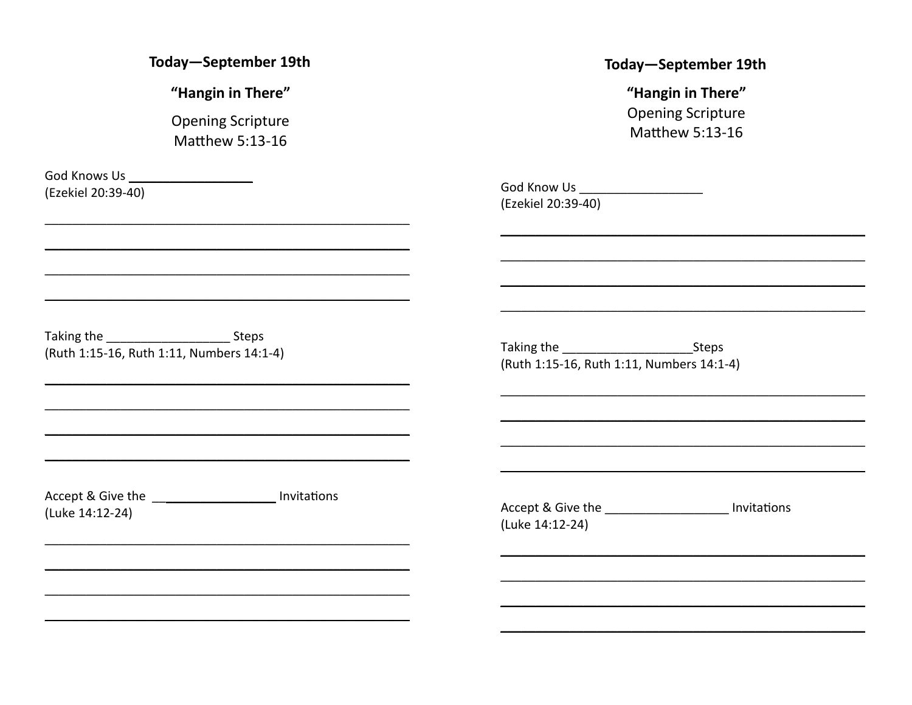**Today—September 19th**

**"Hangin in There"**

Opening Scripture
Matthew 5:13-16

God Knows Us ________________
(Ezekiel 20:39-40)

_______________________________________________

_______________________________________________

_______________________________________________

_______________________________________________

Taking the ________________ Steps
(Ruth 1:15-16, Ruth 1:11, Numbers 14:1-4)

_______________________________________________

_______________________________________________

_______________________________________________

_______________________________________________

Accept & Give the ________________ Invitations
(Luke 14:12-24)

_______________________________________________

_______________________________________________

_______________________________________________

_______________________________________________

**Today—September 19th**

**"Hangin in There"**

Opening Scripture
Matthew 5:13-16

God Know Us ________________
(Ezekiel 20:39-40)

_______________________________________________

_______________________________________________

_______________________________________________

_______________________________________________

Taking the ________________Steps
(Ruth 1:15-16, Ruth 1:11, Numbers 14:1-4)

_______________________________________________

_______________________________________________

_______________________________________________

_______________________________________________

Accept & Give the ________________ Invitations
(Luke 14:12-24)

_______________________________________________

_______________________________________________

_______________________________________________

_______________________________________________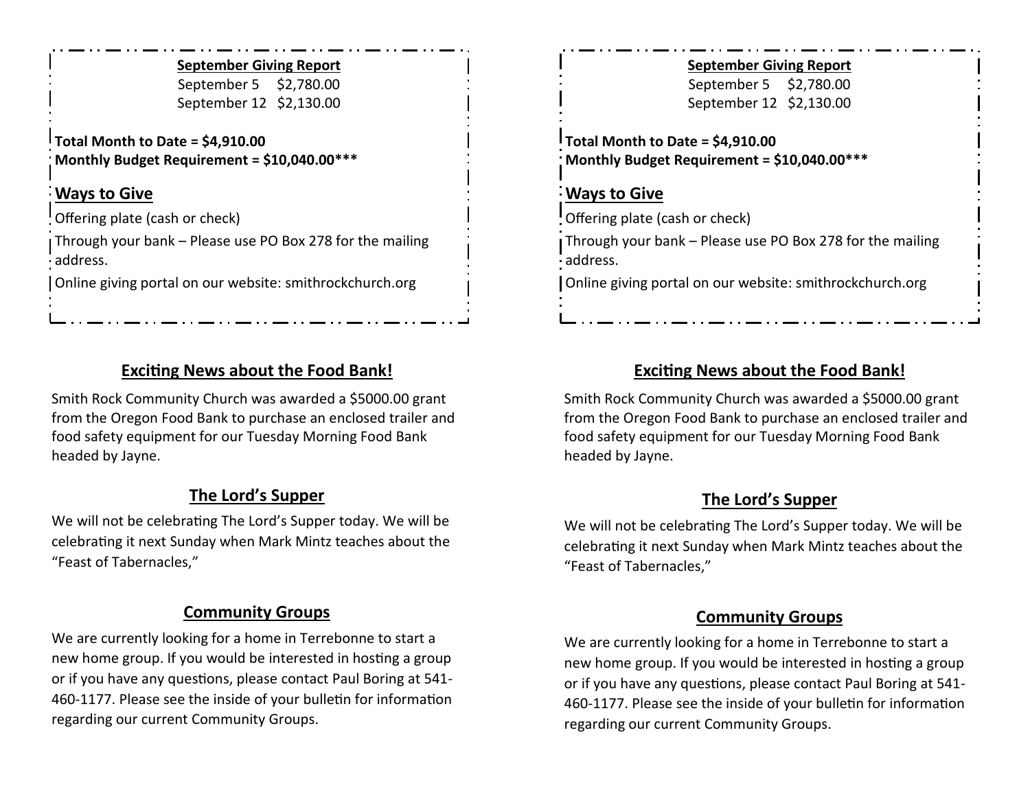**September Giving Report**

September 5 $2,780.00

September 12 $2,130.00

**Total Month to Date = $4,910.00**

**Monthly Budget Requirement = $10,040.00*****

## Ways to Give

Offering plate (cash or check)

Through your bank – Please use PO Box 278 for the mailing address.

Online giving portal on our website: smithrockchurch.org

## Exciting News about the Food Bank!

Smith Rock Community Church was awarded a $5000.00 grant from the Oregon Food Bank to purchase an enclosed trailer and food safety equipment for our Tuesday Morning Food Bank headed by Jayne.

## The Lord's Supper

We will not be celebrating The Lord's Supper today. We will be celebrating it next Sunday when Mark Mintz teaches about the "Feast of Tabernacles,"

## Community Groups

We are currently looking for a home in Terrebonne to start a new home group. If you would be interested in hosting a group or if you have any questions, please contact Paul Boring at 541-460-1177. Please see the inside of your bulletin for information regarding our current Community Groups.

**September Giving Report**

September 5 $2,780.00

September 12 $2,130.00

**Total Month to Date = $4,910.00**

**Monthly Budget Requirement = $10,040.00*****

## Ways to Give

Offering plate (cash or check)

Through your bank – Please use PO Box 278 for the mailing address.

Online giving portal on our website: smithrockchurch.org

## Exciting News about the Food Bank!

Smith Rock Community Church was awarded a $5000.00 grant from the Oregon Food Bank to purchase an enclosed trailer and food safety equipment for our Tuesday Morning Food Bank headed by Jayne.

## The Lord's Supper

We will not be celebrating The Lord's Supper today. We will be celebrating it next Sunday when Mark Mintz teaches about the "Feast of Tabernacles,"

## Community Groups

We are currently looking for a home in Terrebonne to start a new home group. If you would be interested in hosting a group or if you have any questions, please contact Paul Boring at 541-460-1177. Please see the inside of your bulletin for information regarding our current Community Groups.